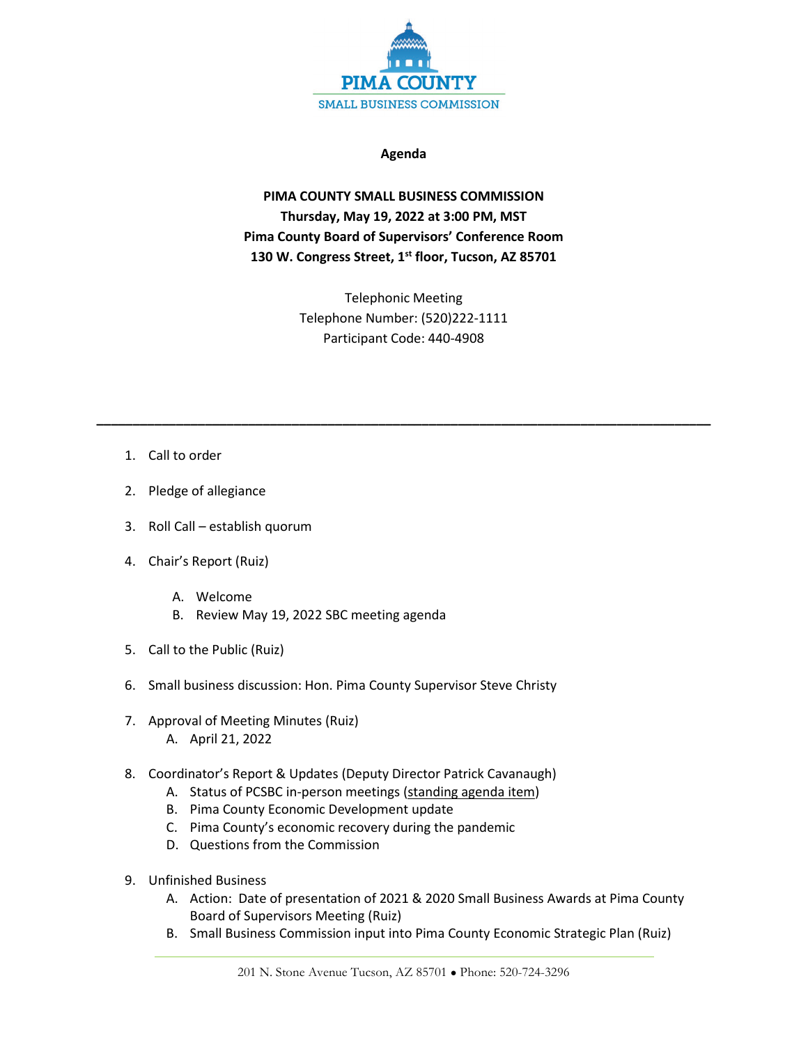PIMA COUNTY
SMALL BUSINESS COMMISSION

**Agenda**

**PIMA COUNTY SMALL BUSINESS COMMISSION**
**Thursday, May 19, 2022 at 3:00 PM, MST**
**Pima County Board of Supervisors' Conference Room**
**130 W. Congress Street, 1st floor, Tucson, AZ 85701**

Telephonic Meeting
Telephone Number: (520)222-1111
Participant Code: 440-4908

---

1. Call to order

2. Pledge of allegiance

3. Roll Call – establish quorum

4. Chair's Report (Ruiz)
   - A. Welcome
   - B. Review May 19, 2022 SBC meeting agenda

5. Call to the Public (Ruiz)

6. Small business discussion: Hon. Pima County Supervisor Steve Christy

7. Approval of Meeting Minutes (Ruiz)
   - A. April 21, 2022

8. Coordinator's Report & Updates (Deputy Director Patrick Cavanaugh)
   - A. Status of PCSBC in-person meetings (standing agenda item)
   - B. Pima County Economic Development update
   - C. Pima County's economic recovery during the pandemic
   - D. Questions from the Commission

9. Unfinished Business
   - A. Action: Date of presentation of 2021 & 2020 Small Business Awards at Pima County Board of Supervisors Meeting (Ruiz)
   - B. Small Business Commission input into Pima County Economic Strategic Plan (Ruiz)

201 N. Stone Avenue Tucson, AZ 85701 • Phone: 520-724-3296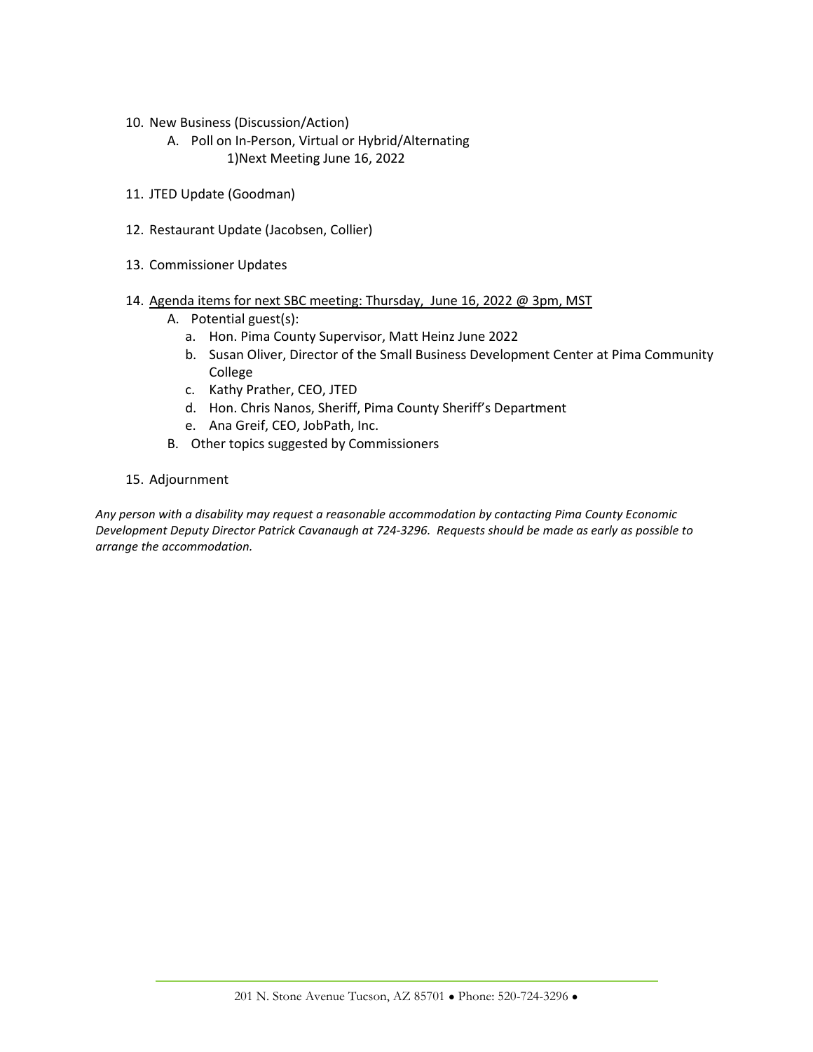10. New Business (Discussion/Action)
    A. Poll on In-Person, Virtual or Hybrid/Alternating
        1)Next Meeting June 16, 2022

11. JTED Update (Goodman)

12. Restaurant Update (Jacobsen, Collier)

13. Commissioner Updates

14. <u>Agenda items for next SBC meeting: Thursday, June 16, 2022 @ 3pm, MST</u>
    A. Potential guest(s):
        a. Hon. Pima County Supervisor, Matt Heinz June 2022
        b. Susan Oliver, Director of the Small Business Development Center at Pima Community College
        c. Kathy Prather, CEO, JTED
        d. Hon. Chris Nanos, Sheriff, Pima County Sheriff's Department
        e. Ana Greif, CEO, JobPath, Inc.
    B. Other topics suggested by Commissioners

15. Adjournment

*Any person with a disability may request a reasonable accommodation by contacting Pima County Economic Development Deputy Director Patrick Cavanaugh at 724-3296. Requests should be made as early as possible to arrange the accommodation.*